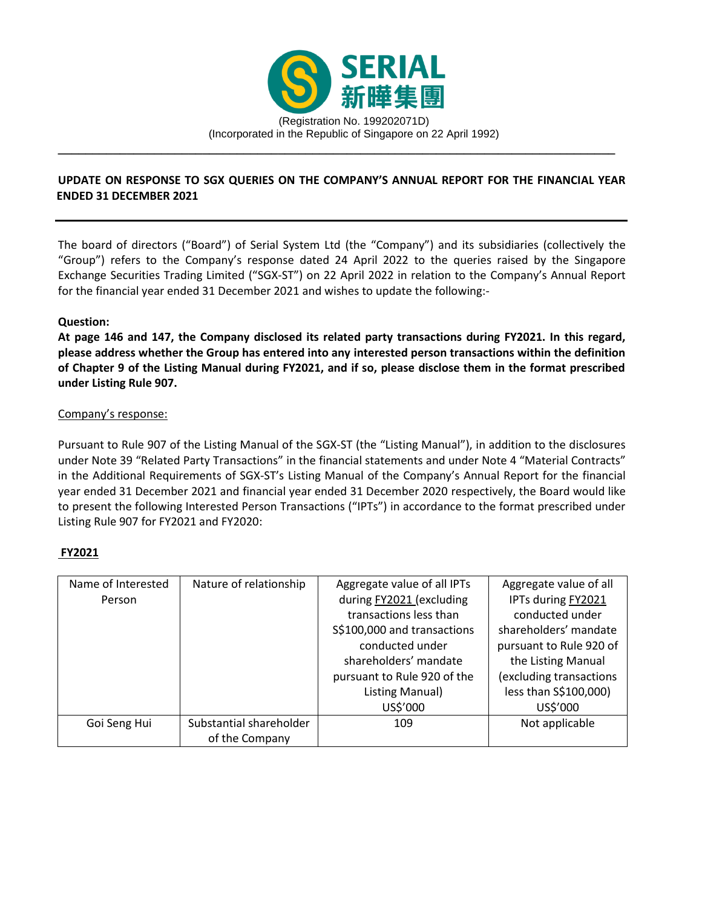SERIAL

新曄集團

(Registration No. 199202071D)

(Incorporated in the Republic of Singapore on 22 April 1992)

---

**UPDATE ON RESPONSE TO SGX QUERIES ON THE COMPANY'S ANNUAL REPORT FOR THE FINANCIAL YEAR ENDED 31 DECEMBER 2021**

---

The board of directors ("Board") of Serial System Ltd (the "Company") and its subsidiaries (collectively the "Group") refers to the Company's response dated 24 April 2022 to the queries raised by the Singapore Exchange Securities Trading Limited ("SGX-ST") on 22 April 2022 in relation to the Company's Annual Report for the financial year ended 31 December 2021 and wishes to update the following:-

**Question:**

**At page 146 and 147, the Company disclosed its related party transactions during FY2021. In this regard, please address whether the Group has entered into any interested person transactions within the definition of Chapter 9 of the Listing Manual during FY2021, and if so, please disclose them in the format prescribed under Listing Rule 907.**

Company's response:

Pursuant to Rule 907 of the Listing Manual of the SGX-ST (the "Listing Manual"), in addition to the disclosures under Note 39 "Related Party Transactions" in the financial statements and under Note 4 "Material Contracts" in the Additional Requirements of SGX-ST's Listing Manual of the Company's Annual Report for the financial year ended 31 December 2021 and financial year ended 31 December 2020 respectively, the Board would like to present the following Interested Person Transactions ("IPTs") in accordance to the format prescribed under Listing Rule 907 for FY2021 and FY2020:

**FY2021**

| Name of Interested Person | Nature of relationship | Aggregate value of all IPTs during FY2021 (excluding transactions less than S$100,000 and transactions conducted under shareholders' mandate pursuant to Rule 920 of the Listing Manual) US$'000 | Aggregate value of all IPTs during FY2021 conducted under shareholders' mandate pursuant to Rule 920 of the Listing Manual (excluding transactions less than S$100,000) US$'000 |
|---|---|---|---|
| Goi Seng Hui | Substantial shareholder of the Company | 109 | Not applicable |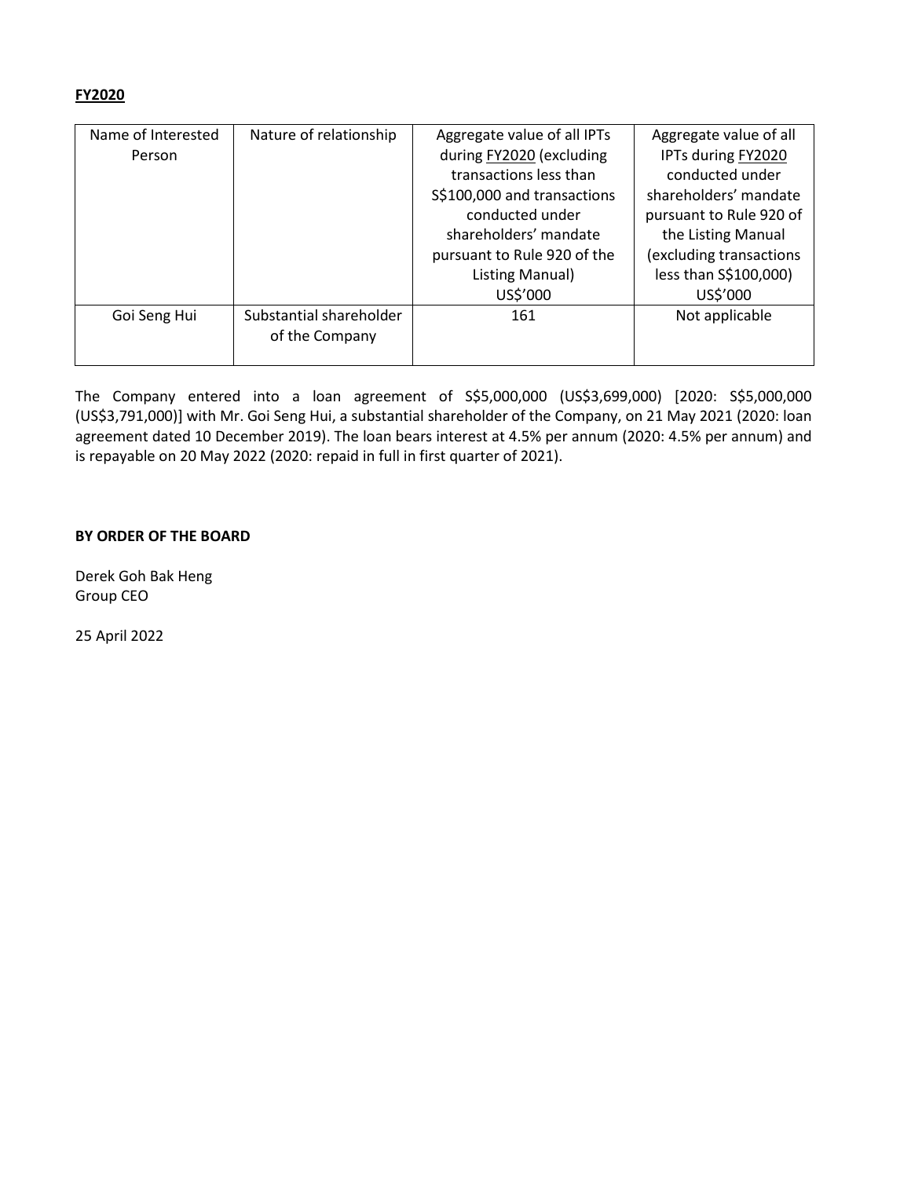**FY2020**

| Name of Interested Person | Nature of relationship | Aggregate value of all IPTs during FY2020 (excluding transactions less than S$100,000 and transactions conducted under shareholders' mandate pursuant to Rule 920 of the Listing Manual) US$'000 | Aggregate value of all IPTs during FY2020 conducted under shareholders' mandate pursuant to Rule 920 of the Listing Manual (excluding transactions less than S$100,000) US$'000 |
| --- | --- | --- | --- |
| Goi Seng Hui | Substantial shareholder of the Company | 161 | Not applicable |

The Company entered into a loan agreement of S$5,000,000 (US$3,699,000) [2020: S$5,000,000 (US$3,791,000)] with Mr. Goi Seng Hui, a substantial shareholder of the Company, on 21 May 2021 (2020: loan agreement dated 10 December 2019). The loan bears interest at 4.5% per annum (2020: 4.5% per annum) and is repayable on 20 May 2022 (2020: repaid in full in first quarter of 2021).

**BY ORDER OF THE BOARD**

Derek Goh Bak Heng
Group CEO

25 April 2022